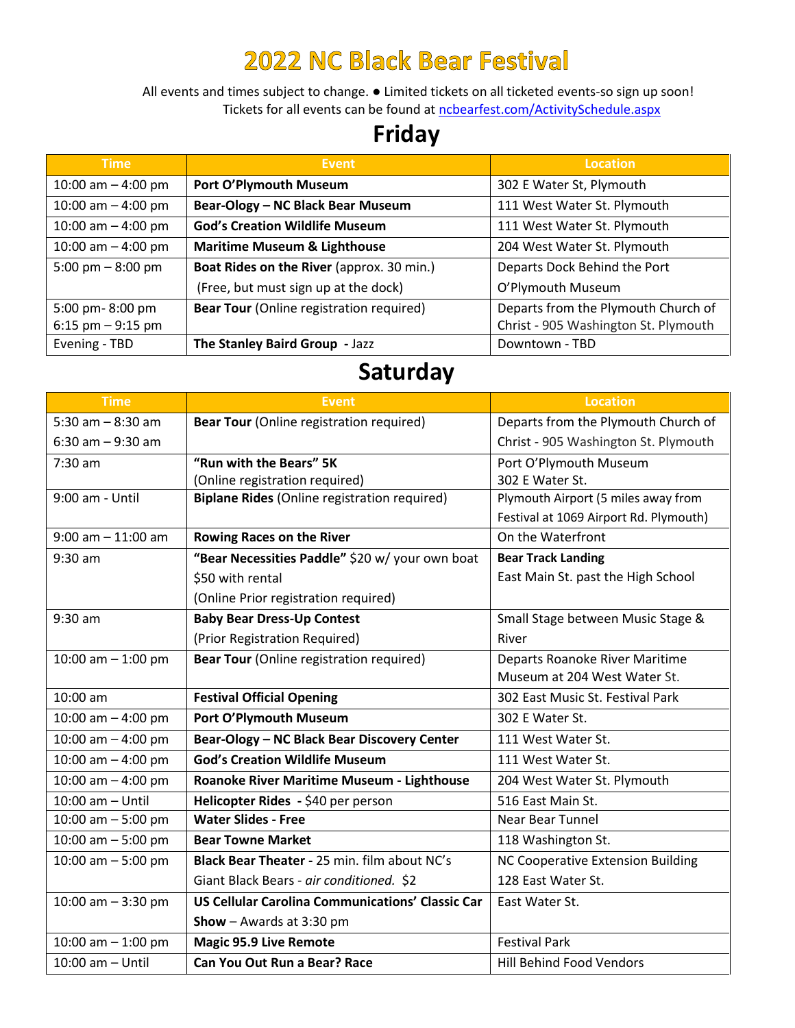# 2022 NC Black Bear Festival

All events and times subject to change. ● Limited tickets on all ticketed events-so sign up soon!
Tickets for all events can be found at ncbearfest.com/ActivitySchedule.aspx

## Friday

| Time | Event | Location |
|---|---|---|
| 10:00 am – 4:00 pm | **Port O'Plymouth Museum** | 302 E Water St, Plymouth |
| 10:00 am – 4:00 pm | **Bear-Ology – NC Black Bear Museum** | 111 West Water St. Plymouth |
| 10:00 am – 4:00 pm | **God's Creation Wildlife Museum** | 111 West Water St. Plymouth |
| 10:00 am – 4:00 pm | **Maritime Museum & Lighthouse** | 204 West Water St. Plymouth |
| 5:00 pm – 8:00 pm | **Boat Rides on the River** (approx. 30 min.) (Free, but must sign up at the dock) | Departs Dock Behind the Port O'Plymouth Museum |
| 5:00 pm- 8:00 pm<br>6:15 pm – 9:15 pm | **Bear Tour** (Online registration required) | Departs from the Plymouth Church of Christ - 905 Washington St. Plymouth |
| Evening - TBD | **The Stanley Baird Group** - Jazz | Downtown - TBD |

## Saturday

| Time | Event | Location |
|---|---|---|
| 5:30 am – 8:30 am<br>6:30 am – 9:30 am | **Bear Tour** (Online registration required) | Departs from the Plymouth Church of Christ - 905 Washington St. Plymouth |
| 7:30 am | **"Run with the Bears" 5K** (Online registration required) | Port O'Plymouth Museum 302 E Water St. |
| 9:00 am - Until | **Biplane Rides** (Online registration required) | Plymouth Airport (5 miles away from Festival at 1069 Airport Rd. Plymouth) |
| 9:00 am – 11:00 am | **Rowing Races on the River** | On the Waterfront |
| 9:30 am | **"Bear Necessities Paddle"** $20 w/ your own boat $50 with rental (Online Prior registration required) | **Bear Track Landing** East Main St. past the High School |
| 9:30 am | **Baby Bear Dress-Up Contest** (Prior Registration Required) | Small Stage between Music Stage & River |
| 10:00 am – 1:00 pm | **Bear Tour** (Online registration required) | Departs Roanoke River Maritime Museum at 204 West Water St. |
| 10:00 am | **Festival Official Opening** | 302 East Music St. Festival Park |
| 10:00 am – 4:00 pm | **Port O'Plymouth Museum** | 302 E Water St. |
| 10:00 am – 4:00 pm | **Bear-Ology – NC Black Bear Discovery Center** | 111 West Water St. |
| 10:00 am – 4:00 pm | **God's Creation Wildlife Museum** | 111 West Water St. |
| 10:00 am – 4:00 pm | **Roanoke River Maritime Museum - Lighthouse** | 204 West Water St. Plymouth |
| 10:00 am – Until | **Helicopter Rides** - $40 per person | 516 East Main St. |
| 10:00 am – 5:00 pm | **Water Slides - Free** | Near Bear Tunnel |
| 10:00 am – 5:00 pm | **Bear Towne Market** | 118 Washington St. |
| 10:00 am – 5:00 pm | **Black Bear Theater -** 25 min. film about NC's Giant Black Bears - *air conditioned.* $2 | NC Cooperative Extension Building 128 East Water St. |
| 10:00 am – 3:30 pm | **US Cellular Carolina Communications' Classic Car Show** – Awards at 3:30 pm | East Water St. |
| 10:00 am – 1:00 pm | **Magic 95.9 Live Remote** | Festival Park |
| 10:00 am – Until | **Can You Out Run a Bear? Race** | Hill Behind Food Vendors |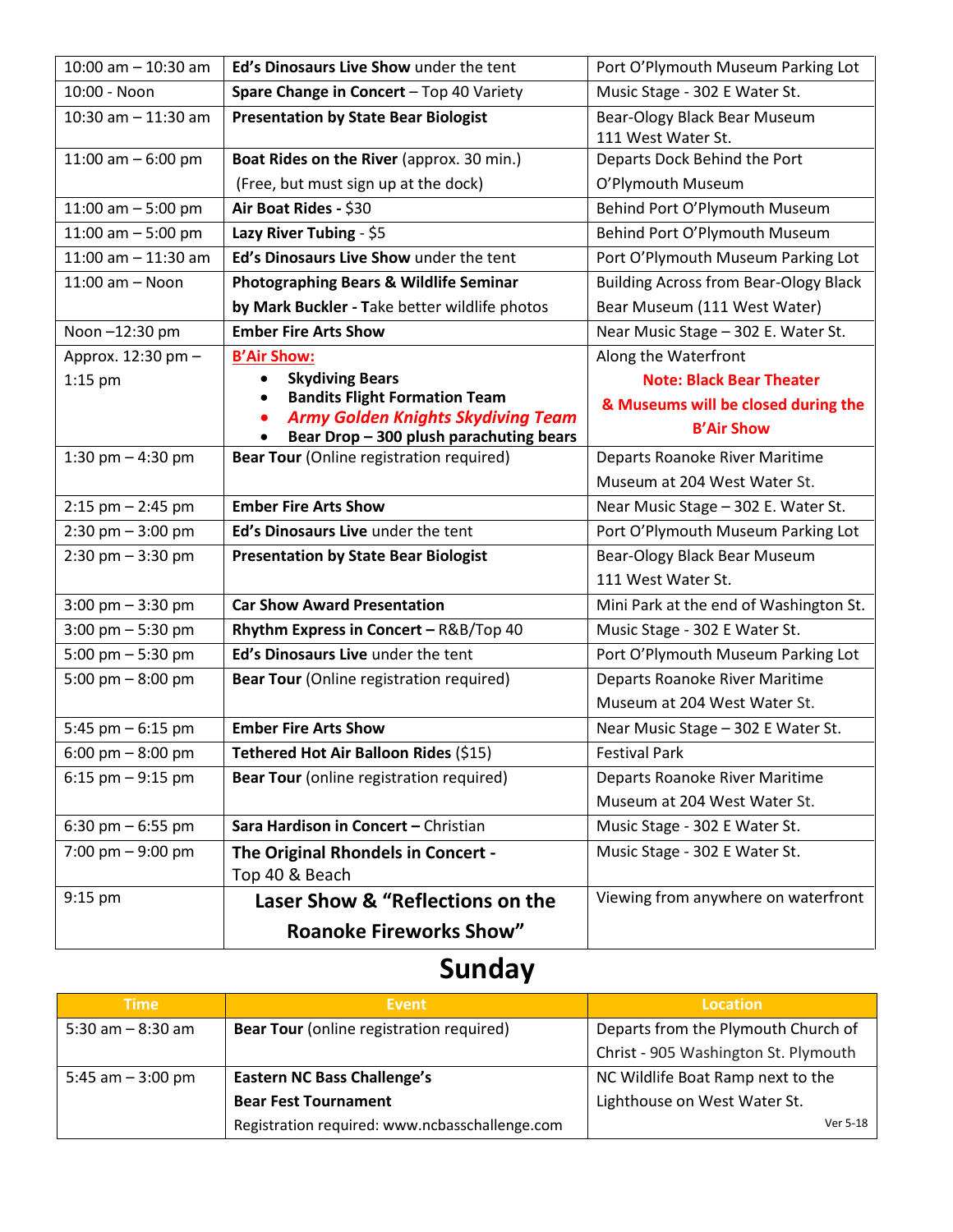| | | |
|---|---|---|
| 10:00 am – 10:30 am | **Ed's Dinosaurs Live Show** under the tent | Port O'Plymouth Museum Parking Lot |
| 10:00 - Noon | **Spare Change in Concert** – Top 40 Variety | Music Stage - 302 E Water St. |
| 10:30 am – 11:30 am | **Presentation by State Bear Biologist** | Bear-Ology Black Bear Museum 111 West Water St. |
| 11:00 am – 6:00 pm | **Boat Rides on the River** (approx. 30 min.) (Free, but must sign up at the dock) | Departs Dock Behind the Port O'Plymouth Museum |
| 11:00 am – 5:00 pm | **Air Boat Rides -** $30 | Behind Port O'Plymouth Museum |
| 11:00 am – 5:00 pm | **Lazy River Tubing** - $5 | Behind Port O'Plymouth Museum |
| 11:00 am – 11:30 am | **Ed's Dinosaurs Live Show** under the tent | Port O'Plymouth Museum Parking Lot |
| 11:00 am – Noon | **Photographing Bears & Wildlife Seminar by Mark Buckler - T**ake better wildlife photos | Building Across from Bear-Ology Black Bear Museum (111 West Water) |
| Noon –12:30 pm | **Ember Fire Arts Show** | Near Music Stage – 302 E. Water St. |
| Approx. 12:30 pm – 1:15 pm | **B'Air Show:** <br>• **Skydiving Bears** <br>• **Bandits Flight Formation Team** <br>• ***Army Golden Knights Skydiving Team*** <br>• **Bear Drop – 300 plush parachuting bears** | Along the Waterfront <br>**Note: Black Bear Theater & Museums will be closed during the B'Air Show** |
| 1:30 pm – 4:30 pm | **Bear Tour** (Online registration required) | Departs Roanoke River Maritime Museum at 204 West Water St. |
| 2:15 pm – 2:45 pm | **Ember Fire Arts Show** | Near Music Stage – 302 E. Water St. |
| 2:30 pm – 3:00 pm | **Ed's Dinosaurs Live** under the tent | Port O'Plymouth Museum Parking Lot |
| 2:30 pm – 3:30 pm | **Presentation by State Bear Biologist** | Bear-Ology Black Bear Museum 111 West Water St. |
| 3:00 pm – 3:30 pm | **Car Show Award Presentation** | Mini Park at the end of Washington St. |
| 3:00 pm – 5:30 pm | **Rhythm Express in Concert –** R&B/Top 40 | Music Stage - 302 E Water St. |
| 5:00 pm – 5:30 pm | **Ed's Dinosaurs Live** under the tent | Port O'Plymouth Museum Parking Lot |
| 5:00 pm – 8:00 pm | **Bear Tour** (Online registration required) | Departs Roanoke River Maritime Museum at 204 West Water St. |
| 5:45 pm – 6:15 pm | **Ember Fire Arts Show** | Near Music Stage – 302 E Water St. |
| 6:00 pm – 8:00 pm | **Tethered Hot Air Balloon Rides** ($15) | Festival Park |
| 6:15 pm – 9:15 pm | **Bear Tour** (online registration required) | Departs Roanoke River Maritime Museum at 204 West Water St. |
| 6:30 pm – 6:55 pm | **Sara Hardison in Concert –** Christian | Music Stage - 302 E Water St. |
| 7:00 pm – 9:00 pm | **The Original Rhondels in Concert -** Top 40 & Beach | Music Stage - 302 E Water St. |
| 9:15 pm | **Laser Show & "Reflections on the Roanoke Fireworks Show"** | Viewing from anywhere on waterfront |

# Sunday

| Time | Event | Location |
|---|---|---|
| 5:30 am – 8:30 am | **Bear Tour** (online registration required) | Departs from the Plymouth Church of Christ - 905 Washington St. Plymouth |
| 5:45 am – 3:00 pm | **Eastern NC Bass Challenge's Bear Fest Tournament** <br>Registration required: www.ncbasschallenge.com | NC Wildlife Boat Ramp next to the Lighthouse on West Water St. |

Ver 5-18